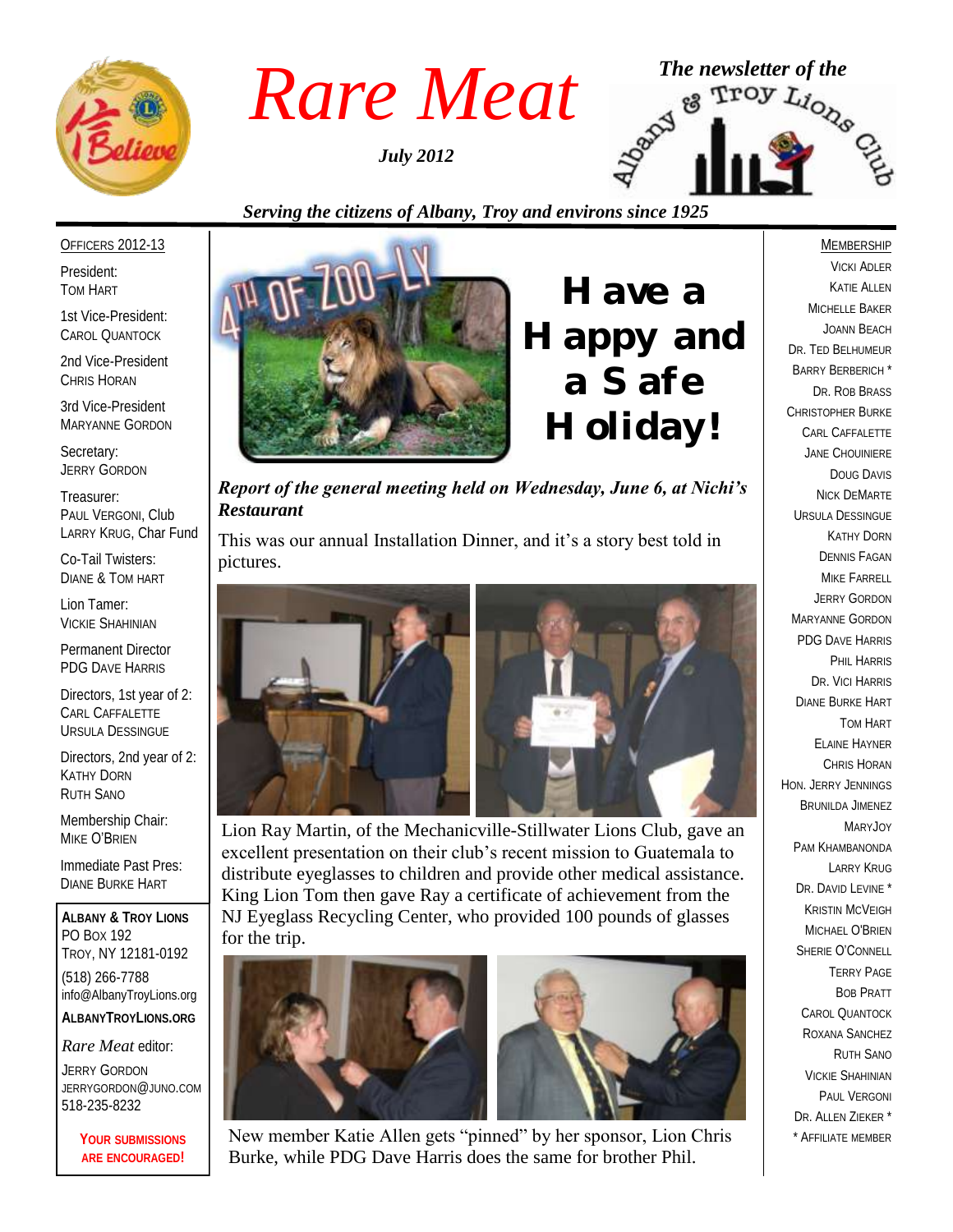# Rare Meat

*July 2012*

*The newsletter of the Albany & Troy Lions Club*

*Serving the citizens of Albany, Troy and environs since 1925*

OFFICERS 2012-13

President:
TOM HART

1st Vice-President:
CAROL QUANTOCK

2nd Vice-President
CHRIS HORAN

3rd Vice-President
MARYANNE GORDON

Secretary:
JERRY GORDON

Treasurer:
PAUL VERGONI, Club
LARRY KRUG, Char Fund

Co-Tail Twisters:
DIANE & TOM HART

Lion Tamer:
VICKIE SHAHINIAN

Permanent Director
PDG DAVE HARRIS

Directors, 1st year of 2:
CARL CAFFALETTE
URSULA DESSINGUE

Directors, 2nd year of 2:
KATHY DORN
RUTH SANO

Membership Chair:
MIKE O'BRIEN

Immediate Past Pres:
DIANE BURKE HART

**ALBANY & TROY LIONS**
PO BOX 192
TROY, NY 12181-0192
(518) 266-7788
info@AlbanyTroyLions.org
**ALBANYTROYLIONS.ORG**

*Rare Meat* editor:
JERRY GORDON
JERRYGORDON@JUNO.COM
518-235-8232

**YOUR SUBMISSIONS ARE ENCOURAGED!**

## Have a Happy and a Safe Holiday!

***Report of the general meeting held on Wednesday, June 6, at Nichi's Restaurant***

This was our annual Installation Dinner, and it's a story best told in pictures.

Lion Ray Martin, of the Mechanicville-Stillwater Lions Club, gave an excellent presentation on their club's recent mission to Guatemala to distribute eyeglasses to children and provide other medical assistance. King Lion Tom then gave Ray a certificate of achievement from the NJ Eyeglass Recycling Center, who provided 100 pounds of glasses for the trip.

New member Katie Allen gets "pinned" by her sponsor, Lion Chris Burke, while PDG Dave Harris does the same for brother Phil.

MEMBERSHIP

VICKI ADLER
KATIE ALLEN
MICHELLE BAKER
JOANN BEACH
DR. TED BELHUMEUR
BARRY BERBERICH *
DR. ROB BRASS
CHRISTOPHER BURKE
CARL CAFFALETTE
JANE CHOUINIERE
DOUG DAVIS
NICK DEMARTE
URSULA DESSINGUE
KATHY DORN
DENNIS FAGAN
MIKE FARRELL
JERRY GORDON
MARYANNE GORDON
PDG DAVE HARRIS
PHIL HARRIS
DR. VICI HARRIS
DIANE BURKE HART
TOM HART
ELAINE HAYNER
CHRIS HORAN
HON. JERRY JENNINGS
BRUNILDA JIMENEZ
MARYJOY
PAM KHAMBANONDA
LARRY KRUG
DR. DAVID LEVINE *
KRISTIN MCVEIGH
MICHAEL O'BRIEN
SHERIE O'CONNELL
TERRY PAGE
BOB PRATT
CAROL QUANTOCK
ROXANA SANCHEZ
RUTH SANO
VICKIE SHAHINIAN
PAUL VERGONI
DR. ALLEN ZIEKER *

* AFFILIATE MEMBER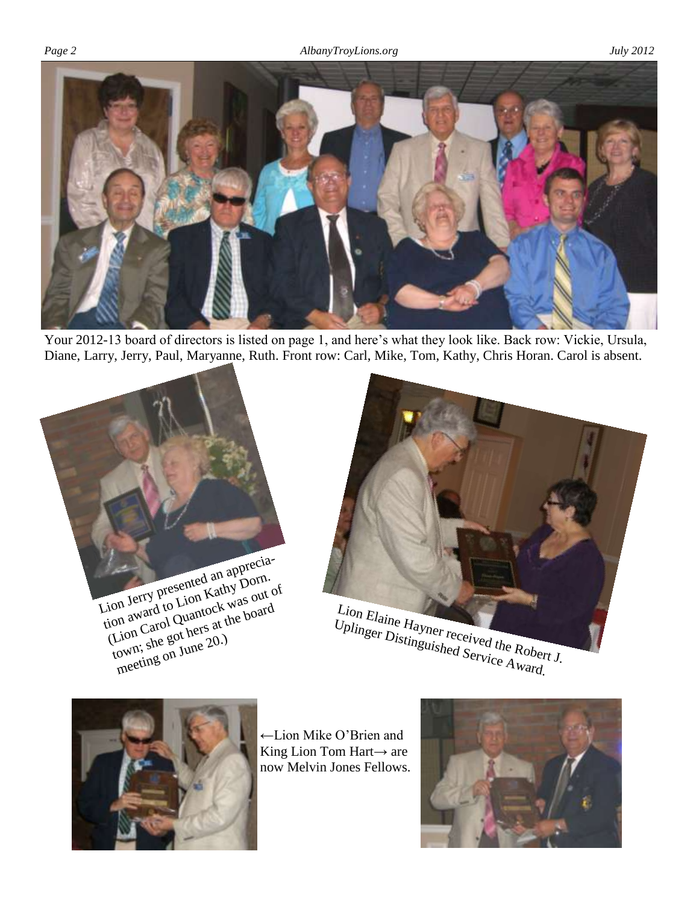Your 2012-13 board of directors is listed on page 1, and here's what they look like. Back row: Vickie, Ursula, Diane, Larry, Jerry, Paul, Maryanne, Ruth. Front row: Carl, Mike, Tom, Kathy, Chris Horan. Carol is absent.

Lion Jerry presented an appreciation award to Lion Kathy Dorn. (Lion Carol Quantock was out of town; she got hers at the board meeting on June 20.)

Lion Elaine Hayner received the Robert J. Uplinger Distinguished Service Award.

←Lion Mike O'Brien and King Lion Tom Hart→ are now Melvin Jones Fellows.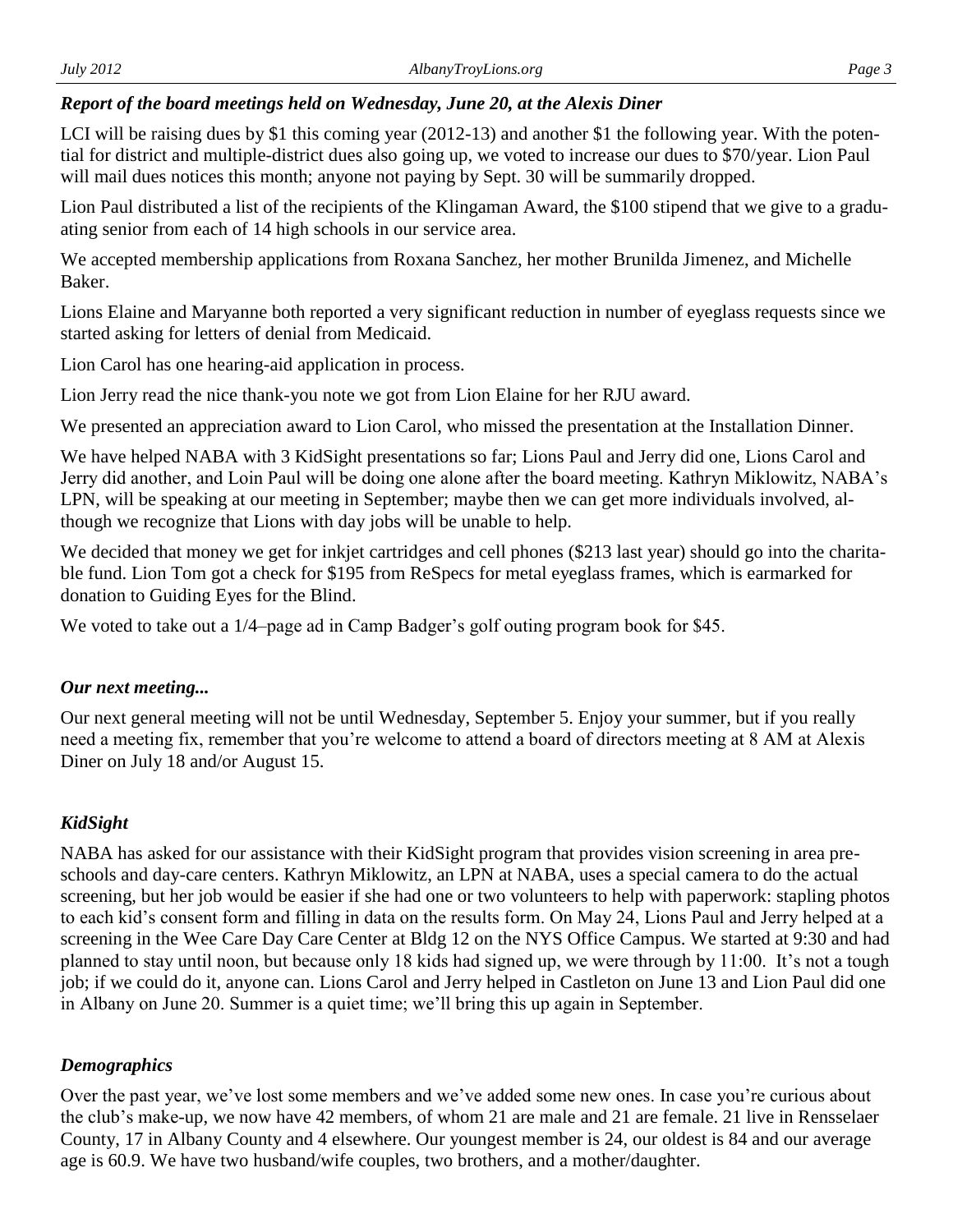### *Report of the board meetings held on Wednesday, June 20, at the Alexis Diner*

LCI will be raising dues by $1 this coming year (2012-13) and another $1 the following year. With the potential for district and multiple-district dues also going up, we voted to increase our dues to $70/year. Lion Paul will mail dues notices this month; anyone not paying by Sept. 30 will be summarily dropped.

Lion Paul distributed a list of the recipients of the Klingaman Award, the $100 stipend that we give to a graduating senior from each of 14 high schools in our service area.

We accepted membership applications from Roxana Sanchez, her mother Brunilda Jimenez, and Michelle Baker.

Lions Elaine and Maryanne both reported a very significant reduction in number of eyeglass requests since we started asking for letters of denial from Medicaid.

Lion Carol has one hearing-aid application in process.

Lion Jerry read the nice thank-you note we got from Lion Elaine for her RJU award.

We presented an appreciation award to Lion Carol, who missed the presentation at the Installation Dinner.

We have helped NABA with 3 KidSight presentations so far; Lions Paul and Jerry did one, Lions Carol and Jerry did another, and Loin Paul will be doing one alone after the board meeting. Kathryn Miklowitz, NABA's LPN, will be speaking at our meeting in September; maybe then we can get more individuals involved, although we recognize that Lions with day jobs will be unable to help.

We decided that money we get for inkjet cartridges and cell phones ($213 last year) should go into the charitable fund. Lion Tom got a check for $195 from ReSpecs for metal eyeglass frames, which is earmarked for donation to Guiding Eyes for the Blind.

We voted to take out a 1/4–page ad in Camp Badger's golf outing program book for $45.

### *Our next meeting...*

Our next general meeting will not be until Wednesday, September 5. Enjoy your summer, but if you really need a meeting fix, remember that you're welcome to attend a board of directors meeting at 8 AM at Alexis Diner on July 18 and/or August 15.

### *KidSight*

NABA has asked for our assistance with their KidSight program that provides vision screening in area preschools and day-care centers. Kathryn Miklowitz, an LPN at NABA, uses a special camera to do the actual screening, but her job would be easier if she had one or two volunteers to help with paperwork: stapling photos to each kid's consent form and filling in data on the results form. On May 24, Lions Paul and Jerry helped at a screening in the Wee Care Day Care Center at Bldg 12 on the NYS Office Campus. We started at 9:30 and had planned to stay until noon, but because only 18 kids had signed up, we were through by 11:00. It's not a tough job; if we could do it, anyone can. Lions Carol and Jerry helped in Castleton on June 13 and Lion Paul did one in Albany on June 20. Summer is a quiet time; we'll bring this up again in September.

### *Demographics*

Over the past year, we've lost some members and we've added some new ones. In case you're curious about the club's make-up, we now have 42 members, of whom 21 are male and 21 are female. 21 live in Rensselaer County, 17 in Albany County and 4 elsewhere. Our youngest member is 24, our oldest is 84 and our average age is 60.9. We have two husband/wife couples, two brothers, and a mother/daughter.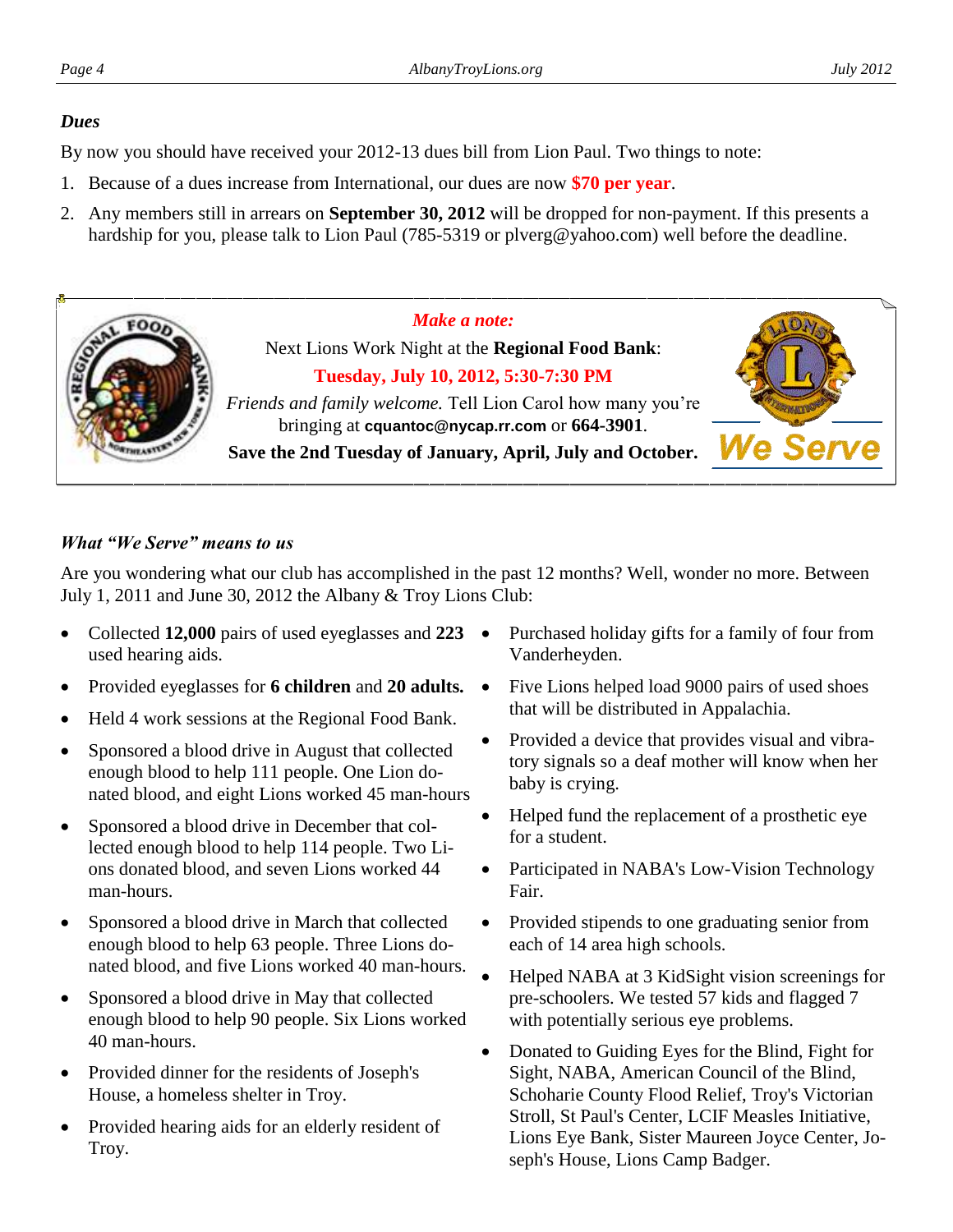*Dues*

By now you should have received your 2012-13 dues bill from Lion Paul. Two things to note:

1. Because of a dues increase from International, our dues are now **$70 per year**.
2. Any members still in arrears on **September 30, 2012** will be dropped for non-payment. If this presents a hardship for you, please talk to Lion Paul (785-5319 or plverg@yahoo.com) well before the deadline.

***Make a note:***

Next Lions Work Night at the **Regional Food Bank**:

**Tuesday, July 10, 2012, 5:30-7:30 PM**

*Friends and family welcome.* Tell Lion Carol how many you're bringing at **cquantoc@nycap.rr.com** or **664-3901**.

**Save the 2nd Tuesday of January, April, July and October.**

We Serve

*What "We Serve" means to us*

Are you wondering what our club has accomplished in the past 12 months? Well, wonder no more. Between July 1, 2011 and June 30, 2012 the Albany & Troy Lions Club:

- Collected **12,000** pairs of used eyeglasses and **223** used hearing aids.
- Provided eyeglasses for **6 children** and **20 adults.**
- Held 4 work sessions at the Regional Food Bank.
- Sponsored a blood drive in August that collected enough blood to help 111 people. One Lion donated blood, and eight Lions worked 45 man-hours
- Sponsored a blood drive in December that collected enough blood to help 114 people. Two Lions donated blood, and seven Lions worked 44 man-hours.
- Sponsored a blood drive in March that collected enough blood to help 63 people. Three Lions donated blood, and five Lions worked 40 man-hours.
- Sponsored a blood drive in May that collected enough blood to help 90 people. Six Lions worked 40 man-hours.
- Provided dinner for the residents of Joseph's House, a homeless shelter in Troy.
- Provided hearing aids for an elderly resident of Troy.
- Purchased holiday gifts for a family of four from Vanderheyden.
- Five Lions helped load 9000 pairs of used shoes that will be distributed in Appalachia.
- Provided a device that provides visual and vibratory signals so a deaf mother will know when her baby is crying.
- Helped fund the replacement of a prosthetic eye for a student.
- Participated in NABA's Low-Vision Technology Fair.
- Provided stipends to one graduating senior from each of 14 area high schools.
- Helped NABA at 3 KidSight vision screenings for pre-schoolers. We tested 57 kids and flagged 7 with potentially serious eye problems.
- Donated to Guiding Eyes for the Blind, Fight for Sight, NABA, American Council of the Blind, Schoharie County Flood Relief, Troy's Victorian Stroll, St Paul's Center, LCIF Measles Initiative, Lions Eye Bank, Sister Maureen Joyce Center, Joseph's House, Lions Camp Badger.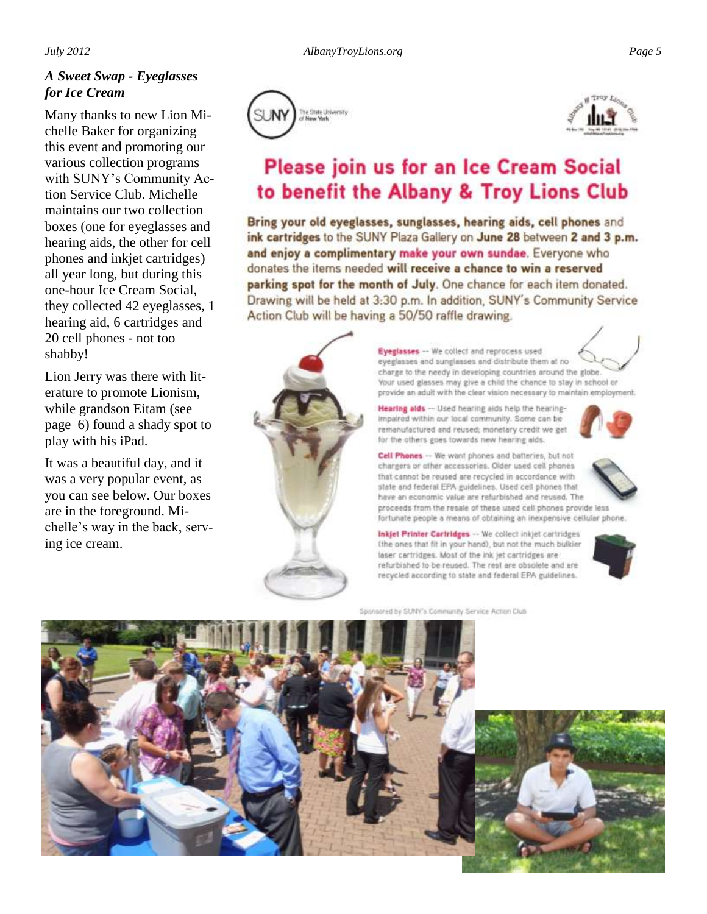### *A Sweet Swap - Eyeglasses for Ice Cream*

Many thanks to new Lion Michelle Baker for organizing this event and promoting our various collection programs with SUNY's Community Action Service Club. Michelle maintains our two collection boxes (one for eyeglasses and hearing aids, the other for cell phones and inkjet cartridges) all year long, but during this one-hour Ice Cream Social, they collected 42 eyeglasses, 1 hearing aid, 6 cartridges and 20 cell phones - not too shabby!

Lion Jerry was there with literature to promote Lionism, while grandson Eitam (see page 6) found a shady spot to play with his iPad.

It was a beautiful day, and it was a very popular event, as you can see below. Our boxes are in the foreground. Michelle's way in the back, serving ice cream.

SUNY The State University of New York

## Please join us for an Ice Cream Social to benefit the Albany & Troy Lions Club

**Bring your old eyeglasses, sunglasses, hearing aids, cell phones** and **ink cartridges** to the SUNY Plaza Gallery on **June 28** between **2 and 3 p.m. and enjoy a complimentary make your own sundae**. Everyone who donates the items needed **will receive a chance to win a reserved parking spot for the month of July**. One chance for each item donated. Drawing will be held at 3:30 p.m. In addition, SUNY's Community Service Action Club will be having a 50/50 raffle drawing.

**Eyeglasses** -- We collect and reprocess used eyeglasses and sunglasses and distribute them at no charge to the needy in developing countries around the globe. Your used glasses may give a child the chance to stay in school or provide an adult with the clear vision necessary to maintain employment.

**Hearing aids** -- Used hearing aids help the hearing-impaired within our local community. Some can be remanufactured and reused; monetary credit we get for the others goes towards new hearing aids.

**Cell Phones** -- We want phones and batteries, but not chargers or other accessories. Older used cell phones that cannot be reused are recycled in accordance with state and federal EPA guidelines. Used cell phones that have an economic value are refurbished and reused. The proceeds from the resale of these used cell phones provide less fortunate people a means of obtaining an inexpensive cellular phone.

**Inkjet Printer Cartridges** -- We collect inkjet cartridges (the ones that fit in your hand), but not the much bulkier laser cartridges. Most of the ink jet cartridges are refurbished to be reused. The rest are obsolete and are recycled according to state and federal EPA guidelines.

Sponsored by SUNY's Community Service Action Club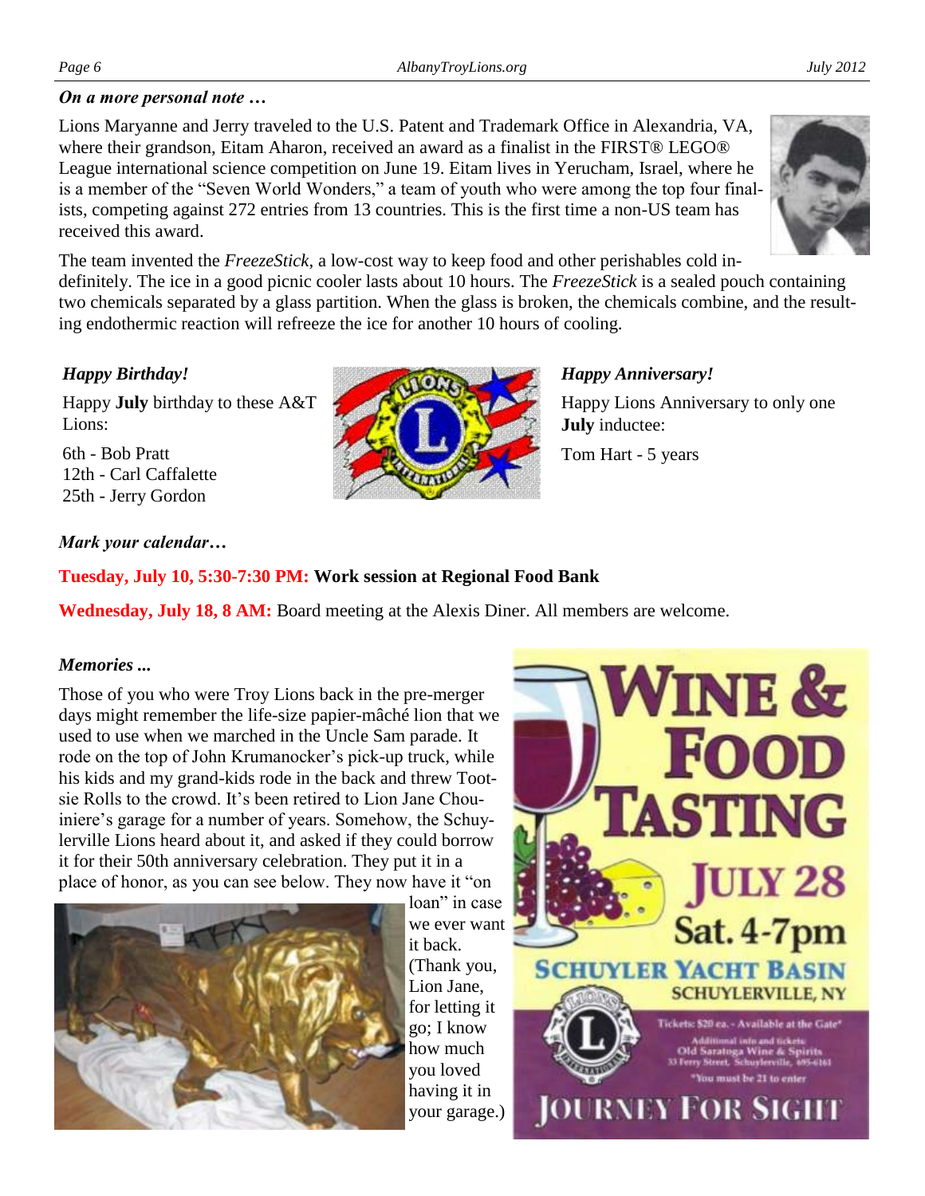### *On a more personal note …*

Lions Maryanne and Jerry traveled to the U.S. Patent and Trademark Office in Alexandria, VA, where their grandson, Eitam Aharon, received an award as a finalist in the FIRST® LEGO® League international science competition on June 19. Eitam lives in Yerucham, Israel, where he is a member of the "Seven World Wonders," a team of youth who were among the top four finalists, competing against 272 entries from 13 countries. This is the first time a non-US team has received this award.

The team invented the *FreezeStick*, a low-cost way to keep food and other perishables cold indefinitely. The ice in a good picnic cooler lasts about 10 hours. The *FreezeStick* is a sealed pouch containing two chemicals separated by a glass partition. When the glass is broken, the chemicals combine, and the resulting endothermic reaction will refreeze the ice for another 10 hours of cooling.

### *Happy Birthday!*

Happy **July** birthday to these A&T Lions:

6th - Bob Pratt
12th - Carl Caffalette
25th - Jerry Gordon

### *Happy Anniversary!*

Happy Lions Anniversary to only one **July** inductee:

Tom Hart - 5 years

### *Mark your calendar…*

**Tuesday, July 10, 5:30-7:30 PM: Work session at Regional Food Bank**

**Wednesday, July 18, 8 AM:** Board meeting at the Alexis Diner. All members are welcome.

### *Memories ...*

Those of you who were Troy Lions back in the pre-merger days might remember the life-size papier-mâché lion that we used to use when we marched in the Uncle Sam parade. It rode on the top of John Krumanocker's pick-up truck, while his kids and my grand-kids rode in the back and threw Tootsie Rolls to the crowd. It's been retired to Lion Jane Chouiniere's garage for a number of years. Somehow, the Schuylerville Lions heard about it, and asked if they could borrow it for their 50th anniversary celebration. They put it in a place of honor, as you can see below. They now have it "on loan" in case we ever want it back. (Thank you, Lion Jane, for letting it go; I know how much you loved having it in your garage.)

WINE & FOOD TASTING
JULY 28
Sat. 4-7pm
SCHUYLER YACHT BASIN
SCHUYLERVILLE, NY
Tickets: $20 ea. - Available at the Gate*
Additional info and tickets:
Old Saratoga Wine & Spirits
33 Ferry Street, Schuylerville, 695-6161
*You must be 21 to enter
JOURNEY FOR SIGHT